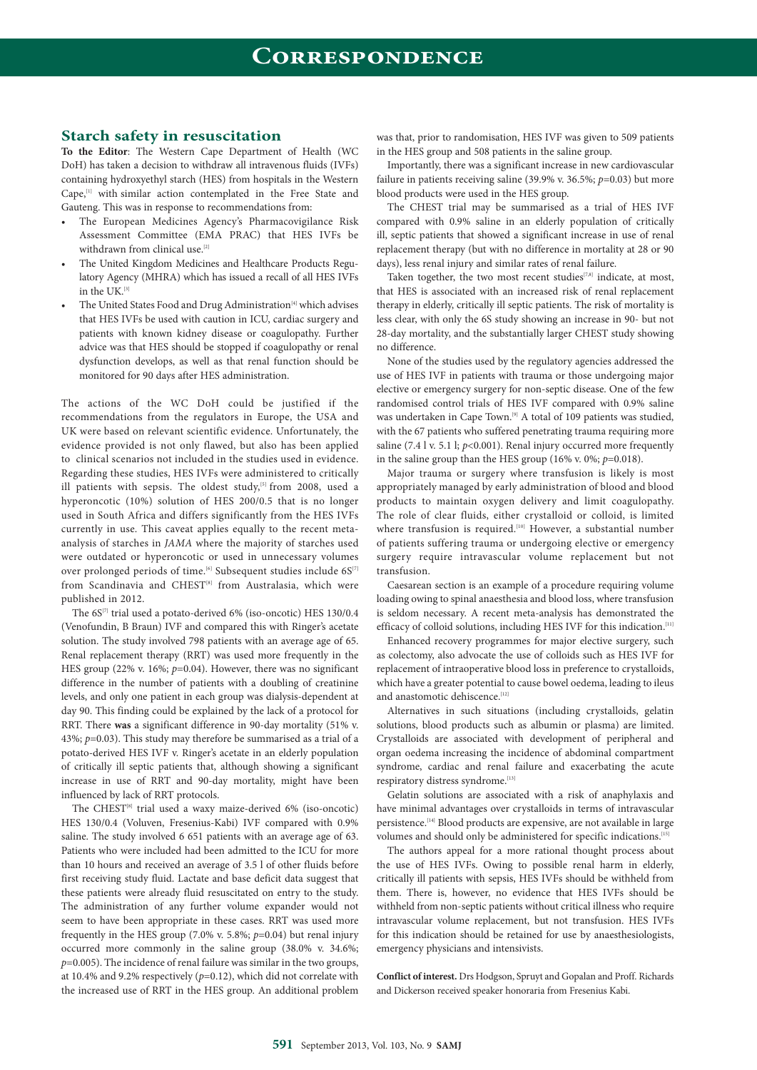# Correspondence

## Starch safety in resuscitation

**To the Editor**: The Western Cape Department of Health (WC DoH) has taken a decision to withdraw all intravenous fluids (IVFs) containing hydroxyethyl starch (HES) from hospitals in the Western Cape,[1] with similar action contemplated in the Free State and Gauteng. This was in response to recommendations from:

- The European Medicines Agency's Pharmacovigilance Risk Assessment Committee (EMA PRAC) that HES IVFs be withdrawn from clinical use.[2]
- The United Kingdom Medicines and Healthcare Products Regulatory Agency (MHRA) which has issued a recall of all HES IVFs in the UK.[3]
- The United States Food and Drug Administration[4] which advises that HES IVFs be used with caution in ICU, cardiac surgery and patients with known kidney disease or coagulopathy. Further advice was that HES should be stopped if coagulopathy or renal dysfunction develops, as well as that renal function should be monitored for 90 days after HES administration.

The actions of the WC DoH could be justified if the recommendations from the regulators in Europe, the USA and UK were based on relevant scientific evidence. Unfortunately, the evidence provided is not only flawed, but also has been applied to clinical scenarios not included in the studies used in evidence. Regarding these studies, HES IVFs were administered to critically ill patients with sepsis. The oldest study,[5] from 2008, used a hyperoncotic (10%) solution of HES 200/0.5 that is no longer used in South Africa and differs significantly from the HES IVFs currently in use. This caveat applies equally to the recent meta-analysis of starches in *JAMA* where the majority of starches used were outdated or hyperoncotic or used in unnecessary volumes over prolonged periods of time.[6] Subsequent studies include 6S[7] from Scandinavia and CHEST[8] from Australasia, which were published in 2012.

The 6S[7] trial used a potato-derived 6% (iso-oncotic) HES 130/0.4 (Venofundin, B Braun) IVF and compared this with Ringer's acetate solution. The study involved 798 patients with an average age of 65. Renal replacement therapy (RRT) was used more frequently in the HES group (22% v. 16%; $p$=0.04). However, there was no significant difference in the number of patients with a doubling of creatinine levels, and only one patient in each group was dialysis-dependent at day 90. This finding could be explained by the lack of a protocol for RRT. There **was** a significant difference in 90-day mortality (51% v. 43%; $p$=0.03). This study may therefore be summarised as a trial of a potato-derived HES IVF v. Ringer's acetate in an elderly population of critically ill septic patients that, although showing a significant increase in use of RRT and 90-day mortality, might have been influenced by lack of RRT protocols.

The CHEST[8] trial used a waxy maize-derived 6% (iso-oncotic) HES 130/0.4 (Voluven, Fresenius-Kabi) IVF compared with 0.9% saline. The study involved 6 651 patients with an average age of 63. Patients who were included had been admitted to the ICU for more than 10 hours and received an average of 3.5 l of other fluids before first receiving study fluid. Lactate and base deficit data suggest that these patients were already fluid resuscitated on entry to the study. The administration of any further volume expander would not seem to have been appropriate in these cases. RRT was used more frequently in the HES group (7.0% v. 5.8%; $p$=0.04) but renal injury occurred more commonly in the saline group (38.0% v. 34.6%; $p$=0.005). The incidence of renal failure was similar in the two groups, at 10.4% and 9.2% respectively ($p$=0.12), which did not correlate with the increased use of RRT in the HES group. An additional problem was that, prior to randomisation, HES IVF was given to 509 patients in the HES group and 508 patients in the saline group.

Importantly, there was a significant increase in new cardiovascular failure in patients receiving saline (39.9% v. 36.5%; $p$=0.03) but more blood products were used in the HES group.

The CHEST trial may be summarised as a trial of HES IVF compared with 0.9% saline in an elderly population of critically ill, septic patients that showed a significant increase in use of renal replacement therapy (but with no difference in mortality at 28 or 90 days), less renal injury and similar rates of renal failure.

Taken together, the two most recent studies[7,8] indicate, at most, that HES is associated with an increased risk of renal replacement therapy in elderly, critically ill septic patients. The risk of mortality is less clear, with only the 6S study showing an increase in 90- but not 28-day mortality, and the substantially larger CHEST study showing no difference.

None of the studies used by the regulatory agencies addressed the use of HES IVF in patients with trauma or those undergoing major elective or emergency surgery for non-septic disease. One of the few randomised control trials of HES IVF compared with 0.9% saline was undertaken in Cape Town.[9] A total of 109 patients was studied, with the 67 patients who suffered penetrating trauma requiring more saline (7.4 l v. 5.1 l; $p$<0.001). Renal injury occurred more frequently in the saline group than the HES group (16% v. 0%; $p$=0.018).

Major trauma or surgery where transfusion is likely is most appropriately managed by early administration of blood and blood products to maintain oxygen delivery and limit coagulopathy. The role of clear fluids, either crystalloid or colloid, is limited where transfusion is required.[10] However, a substantial number of patients suffering trauma or undergoing elective or emergency surgery require intravascular volume replacement but not transfusion.

Caesarean section is an example of a procedure requiring volume loading owing to spinal anaesthesia and blood loss, where transfusion is seldom necessary. A recent meta-analysis has demonstrated the efficacy of colloid solutions, including HES IVF for this indication.[11]

Enhanced recovery programmes for major elective surgery, such as colectomy, also advocate the use of colloids such as HES IVF for replacement of intraoperative blood loss in preference to crystalloids, which have a greater potential to cause bowel oedema, leading to ileus and anastomotic dehiscence.[12]

Alternatives in such situations (including crystalloids, gelatin solutions, blood products such as albumin or plasma) are limited. Crystalloids are associated with development of peripheral and organ oedema increasing the incidence of abdominal compartment syndrome, cardiac and renal failure and exacerbating the acute respiratory distress syndrome.[13]

Gelatin solutions are associated with a risk of anaphylaxis and have minimal advantages over crystalloids in terms of intravascular persistence.[14] Blood products are expensive, are not available in large volumes and should only be administered for specific indications.[15]

The authors appeal for a more rational thought process about the use of HES IVFs. Owing to possible renal harm in elderly, critically ill patients with sepsis, HES IVFs should be withheld from them. There is, however, no evidence that HES IVFs should be withheld from non-septic patients without critical illness who require intravascular volume replacement, but not transfusion. HES IVFs for this indication should be retained for use by anaesthesiologists, emergency physicians and intensivists.

**Conflict of interest.** Drs Hodgson, Spruyt and Gopalan and Proff. Richards and Dickerson received speaker honoraria from Fresenius Kabi.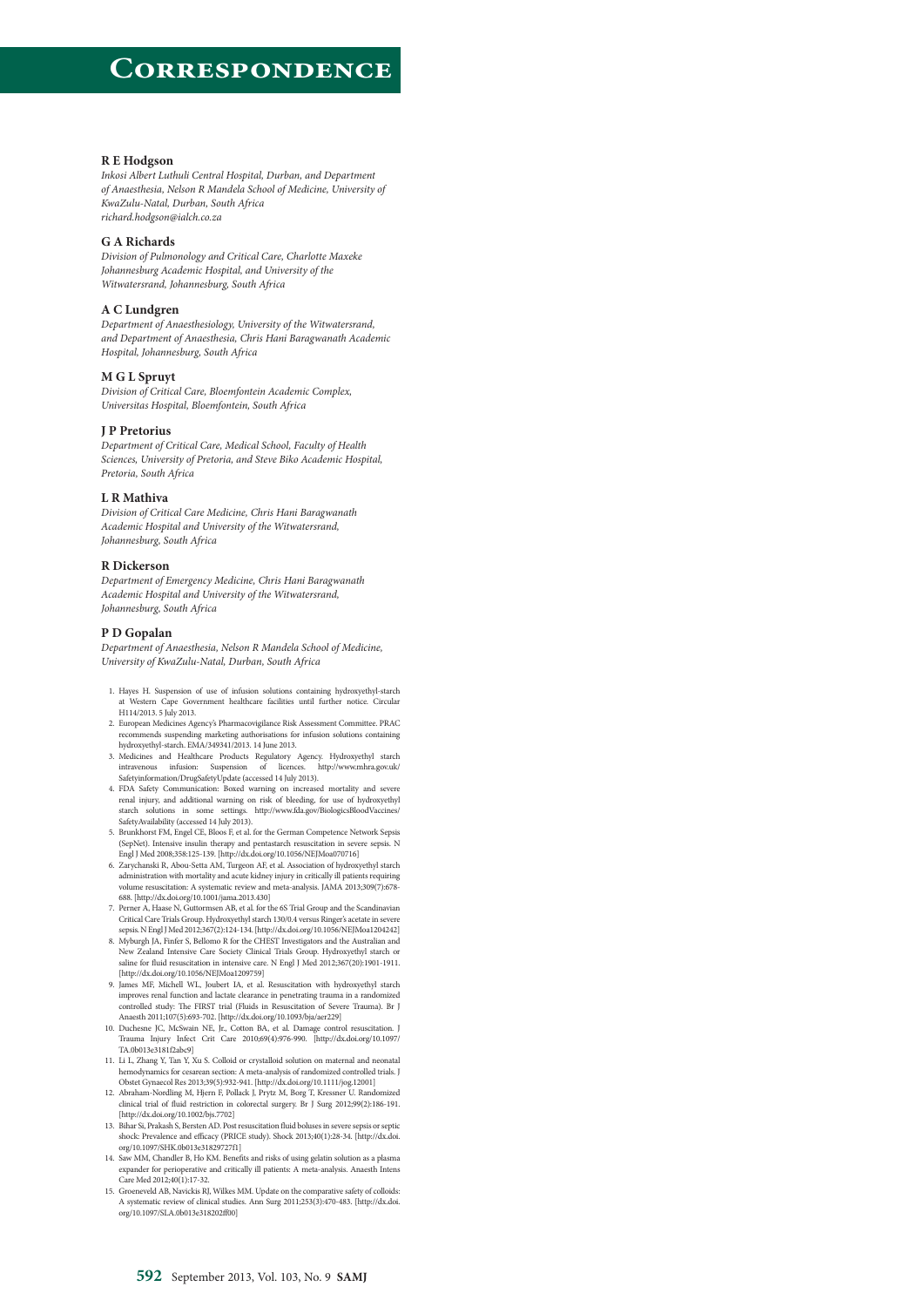# Correspondence

**R E Hodgson**

*Inkosi Albert Luthuli Central Hospital, Durban, and Department of Anaesthesia, Nelson R Mandela School of Medicine, University of KwaZulu-Natal, Durban, South Africa*
*richard.hodgson@ialch.co.za*

**G A Richards**

*Division of Pulmonology and Critical Care, Charlotte Maxeke Johannesburg Academic Hospital, and University of the Witwatersrand, Johannesburg, South Africa*

**A C Lundgren**

*Department of Anaesthesiology, University of the Witwatersrand, and Department of Anaesthesia, Chris Hani Baragwanath Academic Hospital, Johannesburg, South Africa*

**M G L Spruyt**

*Division of Critical Care, Bloemfontein Academic Complex, Universitas Hospital, Bloemfontein, South Africa*

**J P Pretorius**

*Department of Critical Care, Medical School, Faculty of Health Sciences, University of Pretoria, and Steve Biko Academic Hospital, Pretoria, South Africa*

**L R Mathiva**

*Division of Critical Care Medicine, Chris Hani Baragwanath Academic Hospital and University of the Witwatersrand, Johannesburg, South Africa*

**R Dickerson**

*Department of Emergency Medicine, Chris Hani Baragwanath Academic Hospital and University of the Witwatersrand, Johannesburg, South Africa*

**P D Gopalan**

*Department of Anaesthesia, Nelson R Mandela School of Medicine, University of KwaZulu-Natal, Durban, South Africa*

1. Hayes H. Suspension of use of infusion solutions containing hydroxyethyl-starch at Western Cape Government healthcare facilities until further notice. Circular H114/2013. 5 July 2013.
2. European Medicines Agency's Pharmacovigilance Risk Assessment Committee. PRAC recommends suspending marketing authorisations for infusion solutions containing hydroxyethyl-starch. EMA/349341/2013. 14 June 2013.
3. Medicines and Healthcare Products Regulatory Agency. Hydroxyethyl starch intravenous infusion: Suspension of licences. http://www.mhra.gov.uk/Safetyinformation/DrugSafetyUpdate (accessed 14 July 2013).
4. FDA Safety Communication: Boxed warning on increased mortality and severe renal injury, and additional warning on risk of bleeding, for use of hydroxyethyl starch solutions in some settings. http://www.fda.gov/BiologicsBloodVaccines/SafetyAvailability (accessed 14 July 2013).
5. Brunkhorst FM, Engel CE, Bloos F, et al. for the German Competence Network Sepsis (SepNet). Intensive insulin therapy and pentastarch resuscitation in severe sepsis. N Engl J Med 2008;358:125-139. [http://dx.doi.org/10.1056/NEJMoa070716]
6. Zarychanski R, Abou-Setta AM, Turgeon AF, et al. Association of hydroxyethyl starch administration with mortality and acute kidney injury in critically ill patients requiring volume resuscitation: A systematic review and meta-analysis. JAMA 2013;309(7):678-688. [http://dx.doi.org/10.1001/jama.2013.430]
7. Perner A, Haase N, Guttormsen AB, et al. for the 6S Trial Group and the Scandinavian Critical Care Trials Group. Hydroxyethyl starch 130/0.4 versus Ringer's acetate in severe sepsis. N Engl J Med 2012;367(2):124-134. [http://dx.doi.org/10.1056/NEJMoa1204242]
8. Myburgh JA, Finfer S, Bellomo R for the CHEST Investigators and the Australian and New Zealand Intensive Care Society Clinical Trials Group. Hydroxyethyl starch or saline for fluid resuscitation in intensive care. N Engl J Med 2012;367(20):1901-1911. [http://dx.doi.org/10.1056/NEJMoa1209759]
9. James MF, Michell WL, Joubert IA, et al. Resuscitation with hydroxyethyl starch improves renal function and lactate clearance in penetrating trauma in a randomized controlled study: The FIRST trial (Fluids in Resuscitation of Severe Trauma). Br J Anaesth 2011;107(5):693-702. [http://dx.doi.org/10.1093/bja/aer229]
10. Duchesne JC, McSwain NE, Jr., Cotton BA, et al. Damage control resuscitation. J Trauma Injury Infect Crit Care 2010;69(4):976-990. [http://dx.doi.org/10.1097/TA.0b013e3181f2abc9]
11. Li L, Zhang Y, Tan Y, Xu S. Colloid or crystalloid solution on maternal and neonatal hemodynamics for cesarean section: A meta-analysis of randomized controlled trials. J Obstet Gynaecol Res 2013;39(5):932-941. [http://dx.doi.org/10.1111/jog.12001]
12. Abraham-Nordling M, Hjern F, Pollack J, Prytz M, Borg T, Kressner U. Randomized clinical trial of fluid restriction in colorectal surgery. Br J Surg 2012;99(2):186-191. [http://dx.doi.org/10.1002/bjs.7702]
13. Bihar Si, Prakash S, Bersten AD. Post resuscitation fluid boluses in severe sepsis or septic shock: Prevalence and efficacy (PRICE study). Shock 2013;40(1):28-34. [http://dx.doi.org/10.1097/SHK.0b013e31829727f1]
14. Saw MM, Chandler B, Ho KM. Benefits and risks of using gelatin solution as a plasma expander for perioperative and critically ill patients: A meta-analysis. Anaesth Intens Care Med 2012;40(1):17-32.
15. Groeneveld AB, Navickis RJ, Wilkes MM. Update on the comparative safety of colloids: A systematic review of clinical studies. Ann Surg 2011;253(3):470-483. [http://dx.doi.org/10.1097/SLA.0b013e318202ff00]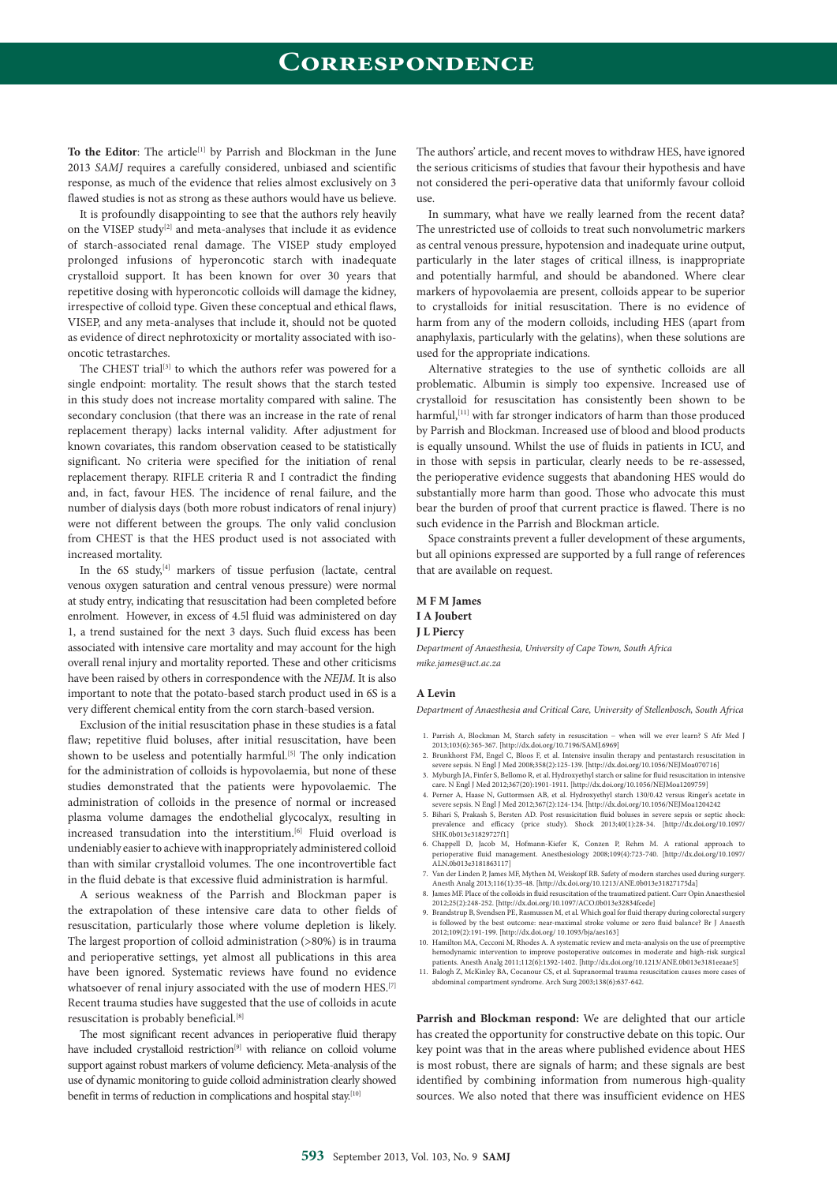# Correspondence

**To the Editor**: The article[1] by Parrish and Blockman in the June 2013 *SAMJ* requires a carefully considered, unbiased and scientific response, as much of the evidence that relies almost exclusively on 3 flawed studies is not as strong as these authors would have us believe.

It is profoundly disappointing to see that the authors rely heavily on the VISEP study[2] and meta-analyses that include it as evidence of starch-associated renal damage. The VISEP study employed prolonged infusions of hyperoncotic starch with inadequate crystalloid support. It has been known for over 30 years that repetitive dosing with hyperoncotic colloids will damage the kidney, irrespective of colloid type. Given these conceptual and ethical flaws, VISEP, and any meta-analyses that include it, should not be quoted as evidence of direct nephrotoxicity or mortality associated with iso-oncotic tetrastarches.

The CHEST trial[3] to which the authors refer was powered for a single endpoint: mortality. The result shows that the starch tested in this study does not increase mortality compared with saline. The secondary conclusion (that there was an increase in the rate of renal replacement therapy) lacks internal validity. After adjustment for known covariates, this random observation ceased to be statistically significant. No criteria were specified for the initiation of renal replacement therapy. RIFLE criteria R and I contradict the finding and, in fact, favour HES. The incidence of renal failure, and the number of dialysis days (both more robust indicators of renal injury) were not different between the groups. The only valid conclusion from CHEST is that the HES product used is not associated with increased mortality.

In the 6S study,[4] markers of tissue perfusion (lactate, central venous oxygen saturation and central venous pressure) were normal at study entry, indicating that resuscitation had been completed before enrolment. However, in excess of 4.5l fluid was administered on day 1, a trend sustained for the next 3 days. Such fluid excess has been associated with intensive care mortality and may account for the high overall renal injury and mortality reported. These and other criticisms have been raised by others in correspondence with the *NEJM*. It is also important to note that the potato-based starch product used in 6S is a very different chemical entity from the corn starch-based version.

Exclusion of the initial resuscitation phase in these studies is a fatal flaw; repetitive fluid boluses, after initial resuscitation, have been shown to be useless and potentially harmful.[5] The only indication for the administration of colloids is hypovolaemia, but none of these studies demonstrated that the patients were hypovolaemic. The administration of colloids in the presence of normal or increased plasma volume damages the endothelial glycocalyx, resulting in increased transudation into the interstitium.[6] Fluid overload is undeniably easier to achieve with inappropriately administered colloid than with similar crystalloid volumes. The one incontrovertible fact in the fluid debate is that excessive fluid administration is harmful.

A serious weakness of the Parrish and Blockman paper is the extrapolation of these intensive care data to other fields of resuscitation, particularly those where volume depletion is likely. The largest proportion of colloid administration (>80%) is in trauma and perioperative settings, yet almost all publications in this area have been ignored. Systematic reviews have found no evidence whatsoever of renal injury associated with the use of modern HES.[7] Recent trauma studies have suggested that the use of colloids in acute resuscitation is probably beneficial.[8]

The most significant recent advances in perioperative fluid therapy have included crystalloid restriction[9] with reliance on colloid volume support against robust markers of volume deficiency. Meta-analysis of the use of dynamic monitoring to guide colloid administration clearly showed benefit in terms of reduction in complications and hospital stay.[10]

The authors' article, and recent moves to withdraw HES, have ignored the serious criticisms of studies that favour their hypothesis and have not considered the peri-operative data that uniformly favour colloid use.

In summary, what have we really learned from the recent data? The unrestricted use of colloids to treat such nonvolumetric markers as central venous pressure, hypotension and inadequate urine output, particularly in the later stages of critical illness, is inappropriate and potentially harmful, and should be abandoned. Where clear markers of hypovolaemia are present, colloids appear to be superior to crystalloids for initial resuscitation. There is no evidence of harm from any of the modern colloids, including HES (apart from anaphylaxis, particularly with the gelatins), when these solutions are used for the appropriate indications.

Alternative strategies to the use of synthetic colloids are all problematic. Albumin is simply too expensive. Increased use of crystalloid for resuscitation has consistently been shown to be harmful,[11] with far stronger indicators of harm than those produced by Parrish and Blockman. Increased use of blood and blood products is equally unsound. Whilst the use of fluids in patients in ICU, and in those with sepsis in particular, clearly needs to be re-assessed, the perioperative evidence suggests that abandoning HES would do substantially more harm than good. Those who advocate this must bear the burden of proof that current practice is flawed. There is no such evidence in the Parrish and Blockman article.

Space constraints prevent a fuller development of these arguments, but all opinions expressed are supported by a full range of references that are available on request.

**M F M James**
**I A Joubert**
**J L Piercy**
*Department of Anaesthesia, University of Cape Town, South Africa*
*mike.james@uct.ac.za*

**A Levin**
*Department of Anaesthesia and Critical Care, University of Stellenbosch, South Africa*

1. Parrish A, Blockman M, Starch safety in resuscitation – when will we ever learn? S Afr Med J 2013;103(6):365-367. [http://dx.doi.org/10.7196/SAMJ.6969]
2. Brunkhorst FM, Engel C, Bloos F, et al. Intensive insulin therapy and pentastarch resuscitation in severe sepsis. N Engl J Med 2008;358(2):125-139. [http://dx.doi.org/10.1056/NEJMoa070716]
3. Myburgh JA, Finfer S, Bellomo R, et al. Hydroxyethyl starch or saline for fluid resuscitation in intensive care. N Engl J Med 2012;367(20):1901-1911. [http://dx.doi.org/10.1056/NEJMoa1209759]
4. Perner A, Haase N, Guttormsen AB, et al. Hydroxyethyl starch 130/0.42 versus Ringer's acetate in severe sepsis. N Engl J Med 2012;367(2):124-134. [http://dx.doi.org/10.1056/NEJMoa1204242
5. Bihari S, Prakash S, Bersten AD. Post resusicitation fluid boluses in severe sepsis or septic shock: prevalence and efficacy (price study). Shock 2013;40(1):28-34. [http://dx.doi.org/10.1097/SHK.0b013e31829727f1]
6. Chappell D, Jacob M, Hofmann-Kiefer K, Conzen P, Rehm M. A rational approach to perioperative fluid management. Anesthesiology 2008;109(4):723-740. [http://dx.doi.org/10.1097/ALN.0b013e3181863117]
7. Van der Linden P, James MF, Mythen M, Weiskopf RB. Safety of modern starches used during surgery. Anesth Analg 2013;116(1):35-48. [http://dx.doi.org/10.1213/ANE.0b013e31827175da]
8. James MF. Place of the colloids in fluid resuscitation of the traumatized patient. Curr Opin Anaesthesiol 2012;25(2):248-252. [http://dx.doi.org/10.1097/ACO.0b013e32834fcede]
9. Brandstrup B, Svendsen PE, Rasmussen M, et al. Which goal for fluid therapy during colorectal surgery is followed by the best outcome: near-maximal stroke volume or zero fluid balance? Br J Anaesth 2012;109(2):191-199. [http://dx.doi.org/ 10.1093/bja/aes163]
10. Hamilton MA, Cecconi M, Rhodes A. A systematic review and meta-analysis on the use of preemptive hemodynamic intervention to improve postoperative outcomes in moderate and high-risk surgical patients. Anesth Analg 2011;112(6):1392-1402. [http://dx.doi.org/10.1213/ANE.0b013e3181eeaae5]
11. Balogh Z, McKinley BA, Cocanour CS, et al. Supranormal trauma resuscitation causes more cases of abdominal compartment syndrome. Arch Surg 2003;138(6):637-642.

**Parrish and Blockman respond:** We are delighted that our article has created the opportunity for constructive debate on this topic. Our key point was that in the areas where published evidence about HES is most robust, there are signals of harm; and these signals are best identified by combining information from numerous high-quality sources. We also noted that there was insufficient evidence on HES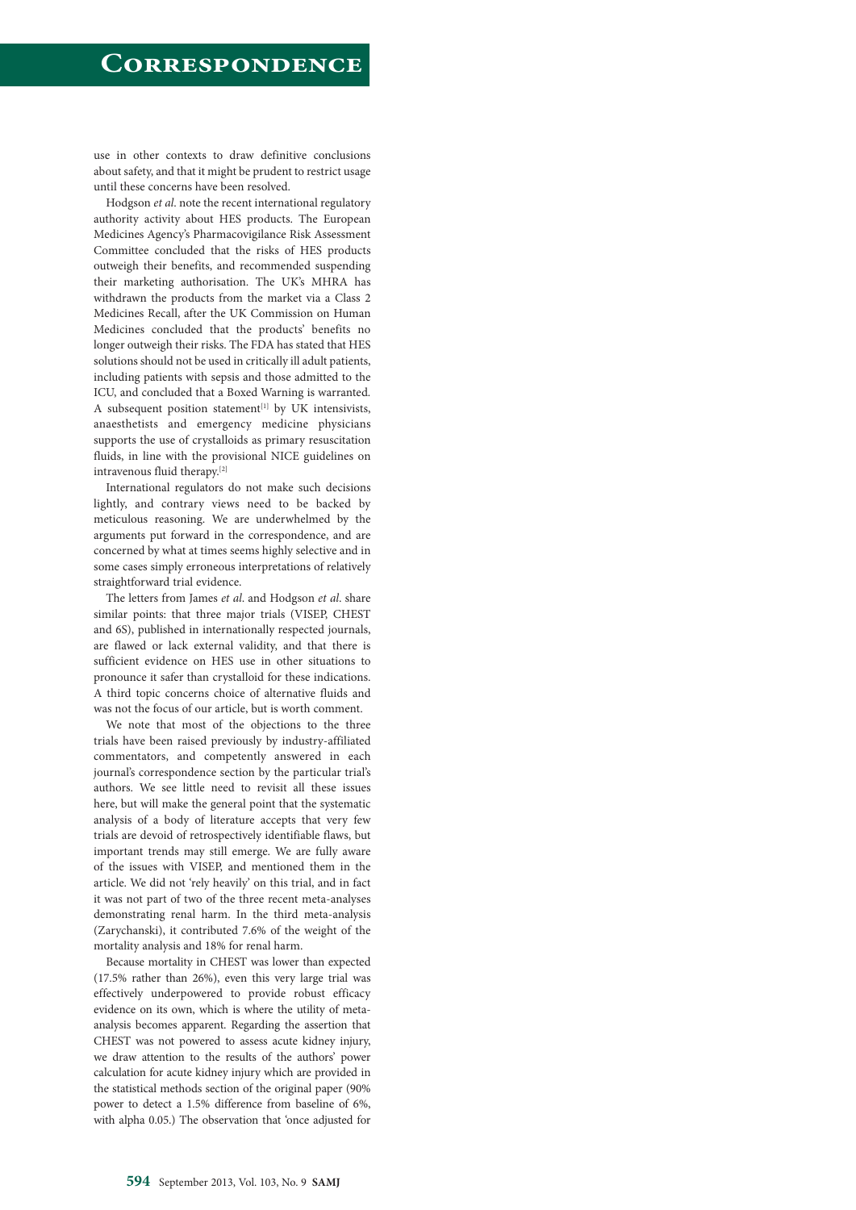use in other contexts to draw definitive conclusions about safety, and that it might be prudent to restrict usage until these concerns have been resolved.

Hodgson *et al*. note the recent international regulatory authority activity about HES products. The European Medicines Agency's Pharmacovigilance Risk Assessment Committee concluded that the risks of HES products outweigh their benefits, and recommended suspending their marketing authorisation. The UK's MHRA has withdrawn the products from the market via a Class 2 Medicines Recall, after the UK Commission on Human Medicines concluded that the products' benefits no longer outweigh their risks. The FDA has stated that HES solutions should not be used in critically ill adult patients, including patients with sepsis and those admitted to the ICU, and concluded that a Boxed Warning is warranted. A subsequent position statement[1] by UK intensivists, anaesthetists and emergency medicine physicians supports the use of crystalloids as primary resuscitation fluids, in line with the provisional NICE guidelines on intravenous fluid therapy.[2]

International regulators do not make such decisions lightly, and contrary views need to be backed by meticulous reasoning. We are underwhelmed by the arguments put forward in the correspondence, and are concerned by what at times seems highly selective and in some cases simply erroneous interpretations of relatively straightforward trial evidence.

The letters from James *et al*. and Hodgson *et al*. share similar points: that three major trials (VISEP, CHEST and 6S), published in internationally respected journals, are flawed or lack external validity, and that there is sufficient evidence on HES use in other situations to pronounce it safer than crystalloid for these indications. A third topic concerns choice of alternative fluids and was not the focus of our article, but is worth comment.

We note that most of the objections to the three trials have been raised previously by industry-affiliated commentators, and competently answered in each journal's correspondence section by the particular trial's authors. We see little need to revisit all these issues here, but will make the general point that the systematic analysis of a body of literature accepts that very few trials are devoid of retrospectively identifiable flaws, but important trends may still emerge. We are fully aware of the issues with VISEP, and mentioned them in the article. We did not 'rely heavily' on this trial, and in fact it was not part of two of the three recent meta-analyses demonstrating renal harm. In the third meta-analysis (Zarychanski), it contributed 7.6% of the weight of the mortality analysis and 18% for renal harm.

Because mortality in CHEST was lower than expected (17.5% rather than 26%), even this very large trial was effectively underpowered to provide robust efficacy evidence on its own, which is where the utility of meta-analysis becomes apparent. Regarding the assertion that CHEST was not powered to assess acute kidney injury, we draw attention to the results of the authors' power calculation for acute kidney injury which are provided in the statistical methods section of the original paper (90% power to detect a 1.5% difference from baseline of 6%, with alpha 0.05.) The observation that 'once adjusted for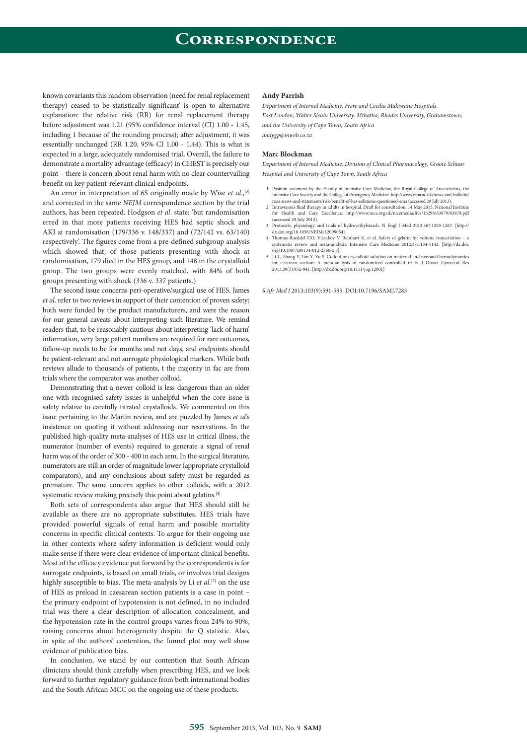known covariants this random observation (need for renal replacement therapy) ceased to be statistically significant' is open to alternative explanation: the relative risk (RR) for renal replacement therapy before adjustment was 1.21 (95% confidence interval (CI) 1.00 - 1.45, including 1 because of the rounding process); after adjustment, it was essentially unchanged (RR 1.20, 95% CI 1.00 - 1.44). This is what is expected in a large, adequately randomised trial**.** Overall, the failure to demonstrate a mortality advantage (efficacy) in CHEST is precisely our point – there is concern about renal harm with no clear countervailing benefit on key patient-relevant clinical endpoints.

An error in interpretation of 6S originally made by Wise *et al.*,[3] and corrected in the same *NEJM* correspondence section by the trial authors, has been repeated. Hodgson *et al*. state: 'but randomisation erred in that more patients receiving HES had septic shock and AKI at randomisation (179/336 v. 148/337) and (72/142 vs. 63/140) respectively'. The figures come from a pre-defined subgroup analysis which showed that, of those patients presenting with shock at randomisation, 179 died in the HES group, and 148 in the crystalloid group. The two groups were evenly matched, with 84% of both groups presenting with shock (336 v. 337 patients.)

The second issue concerns peri-operative/surgical use of HES. James *et al*. refer to two reviews in support of their contention of proven safety; both were funded by the product manufacturers, and were the reason for our general caveats about interpreting such literature. We remind readers that, to be reasonably cautious about interpreting 'lack of harm' information, very large patient numbers are required for rare outcomes, follow-up needs to be for months and not days, and endpoints should be patient-relevant and not surrogate physiological markers. While both reviews allude to thousands of patients, t the majority in fac are from trials where the comparator was another colloid.

Demonstrating that a newer colloid is less dangerous than an older one with recognised safety issues is unhelpful when the core issue is safety relative to carefully titrated crystalloids. We commented on this issue pertaining to the Martin review, and are puzzled by James *et al*.'s insistence on quoting it without addressing our reservations. In the published high-quality meta-analyses of HES use in critical illness, the numerator (number of events) required to generate a signal of renal harm was of the order of 300 - 400 in each arm. In the surgical literature, numerators are still an order of magnitude lower (appropriate crystalloid comparators), and any conclusions about safety must be regarded as premature. The same concern applies to other colloids, with a 2012 systematic review making precisely this point about gelatins.[4]

Both sets of correspondents also argue that HES should still be available as there are no appropriate substitutes. HES trials have provided powerful signals of renal harm and possible mortality concerns in specific clinical contexts. To argue for their ongoing use in other contexts where safety information is deficient would only make sense if there were clear evidence of important clinical benefits. Most of the efficacy evidence put forward by the correspondents is for surrogate endpoints, is based on small trials, or involves trial designs highly susceptible to bias. The meta-analysis by Li *et al*.[5] on the use of HES as preload in caesarean section patients is a case in point – the primary endpoint of hypotension is not defined, in no included trial was there a clear description of allocation concealment, and the hypotension rate in the control groups varies from 24% to 90%, raising concerns about heterogeneity despite the Q statistic. Also, in spite of the authors' contention, the funnel plot may well show evidence of publication bias.

In conclusion, we stand by our contention that South African clinicians should think carefully when prescribing HES, and we look forward to further regulatory guidance from both international bodies and the South African MCC on the ongoing use of these products.

**Andy Parrish**

*Department of Internal Medicine, Frere and Cecilia Makiwane Hospitals, East London; Walter Sisulu University, Mthatha; Rhodes University, Grahamstown; and the University of Cape Town, South Africa*
*andygp@mweb.co.za*

**Marc Blockman**

*Department of Internal Medicine, Division of Clinical Pharmacology, Groote Schuur Hospital and University of Cape Town, South Africa*

1. Position statement by the Faculty of Intensive Care Medicine, the Royal College of Anaesthetists, the Intensive Care Society and the College of Emergency Medicine. http://www.rcoa.ac.uk/news-and-bulletin/rcoa-news-and-statements/risk-benefit-of-hes-solutions-questioned-ema (accessed 29 July 2013).
2. Intravenous fluid therapy in adults in hospital. Draft for consultation. 14 May 2013. National Institute for Health and Care Excellence. http://www.nice.org.uk/nicemedia/live/13298/63879/63879.pdf (accessed 29 July 2013).
3. Protocols, physiology and trials of hydroyethylstarch. N Engl J Med 2012;367:1265-1267. [http://dx.doi.org/10.1056/NEJMc12099054]
4. Thomas-Rueddel DO, Vlasakov V, Reinhart K, et al. Safety of gelatin for volume resuscitation – a systematic review and meta-analysis. Intensive Care Medicine 2012;38:1134-1142. [http://dx.doi.org/10.1007/s00134-012-2560-x 5]
5. Li L, Zhang Y, Tan Y, Xu S. Colloid or crystalloid solution on maternal and neonatal hemodynamics for cesarean section: A meta-analysis of randomized controlled trials. J Obstet Gynaecol Res 2013;39(5):932-941. [http://dx.doi.org/10.1111/jog.12001]

*S Afr Med J* 2013;103(9):591-595. DOI:10.7196/SAMJ.7283